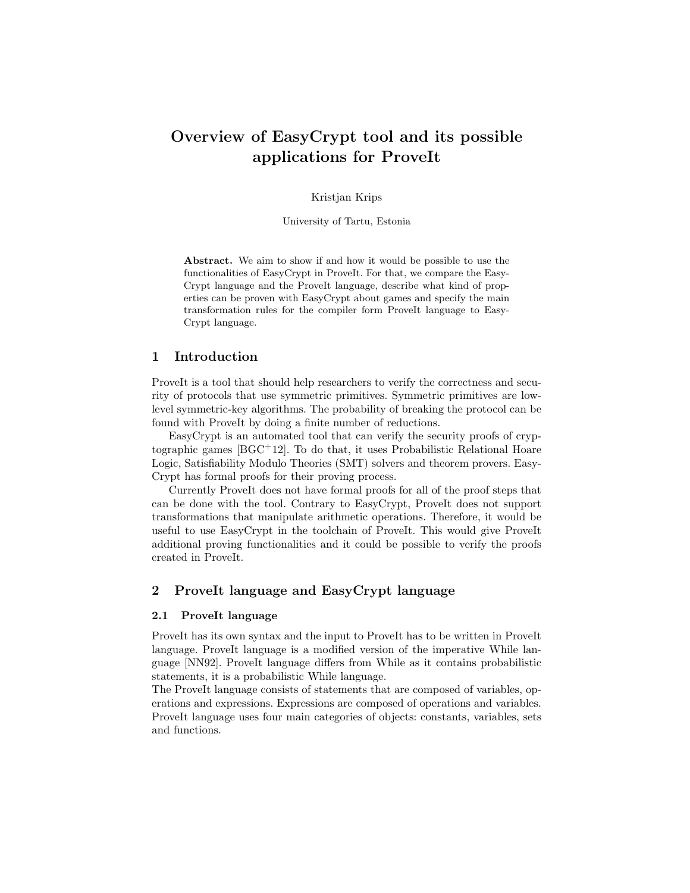# Overview of EasyCrypt tool and its possible applications for ProveIt

Kristjan Krips

University of Tartu, Estonia

**Abstract.** We aim to show if and how it would be possible to use the functionalities of EasyCrypt in ProveIt. For that, we compare the EasyCrypt language and the ProveIt language, describe what kind of properties can be proven with EasyCrypt about games and specify the main transformation rules for the compiler form ProveIt language to EasyCrypt language.

## 1 Introduction

ProveIt is a tool that should help researchers to verify the correctness and security of protocols that use symmetric primitives. Symmetric primitives are low-level symmetric-key algorithms. The probability of breaking the protocol can be found with ProveIt by doing a finite number of reductions.

EasyCrypt is an automated tool that can verify the security proofs of cryptographic games [BGC+12]. To do that, it uses Probabilistic Relational Hoare Logic, Satisfiability Modulo Theories (SMT) solvers and theorem provers. EasyCrypt has formal proofs for their proving process.

Currently ProveIt does not have formal proofs for all of the proof steps that can be done with the tool. Contrary to EasyCrypt, ProveIt does not support transformations that manipulate arithmetic operations. Therefore, it would be useful to use EasyCrypt in the toolchain of ProveIt. This would give ProveIt additional proving functionalities and it could be possible to verify the proofs created in ProveIt.

## 2 ProveIt language and EasyCrypt language

### 2.1 ProveIt language

ProveIt has its own syntax and the input to ProveIt has to be written in ProveIt language. ProveIt language is a modified version of the imperative While language [NN92]. ProveIt language differs from While as it contains probabilistic statements, it is a probabilistic While language.

The ProveIt language consists of statements that are composed of variables, operations and expressions. Expressions are composed of operations and variables. ProveIt language uses four main categories of objects: constants, variables, sets and functions.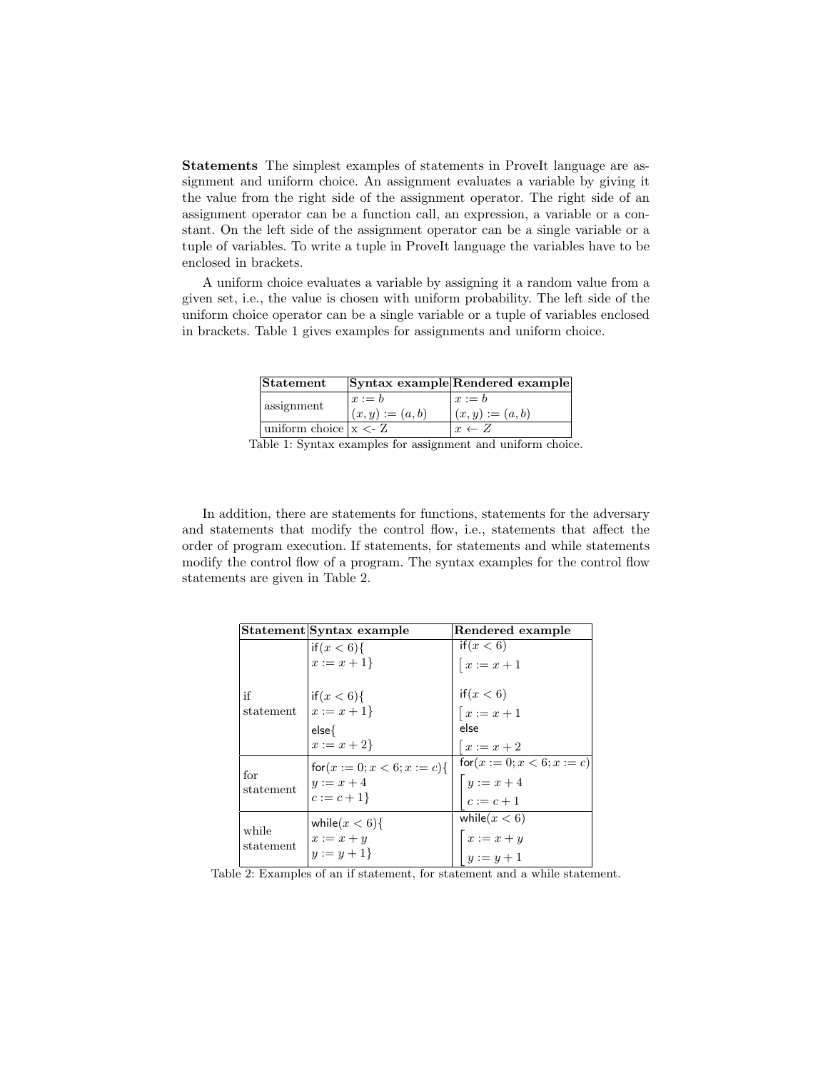**Statements** The simplest examples of statements in ProveIt language are assignment and uniform choice. An assignment evaluates a variable by giving it the value from the right side of the assignment operator. The right side of an assignment operator can be a function call, an expression, a variable or a constant. On the left side of the assignment operator can be a single variable or a tuple of variables. To write a tuple in ProveIt language the variables have to be enclosed in brackets.

A uniform choice evaluates a variable by assigning it a random value from a given set, i.e., the value is chosen with uniform probability. The left side of the uniform choice operator can be a single variable or a tuple of variables enclosed in brackets. Table 1 gives examples for assignments and uniform choice.

| **Statement** | **Syntax example** | **Rendered example** |
|---|---|---|
| assignment | $x := b$ | $x := b$ |
| | $(x, y) := (a, b)$ | $(x, y) := (a, b)$ |
| uniform choice | x <- Z | $x \leftarrow Z$ |

Table 1: Syntax examples for assignment and uniform choice.

In addition, there are statements for functions, statements for the adversary and statements that modify the control flow, i.e., statements that affect the order of program execution. If statements, for statements and while statements modify the control flow of a program. The syntax examples for the control flow statements are given in Table 2.

| **Statement** | **Syntax example** | **Rendered example** |
|---|---|---|
| if statement | if$(x < 6)\{$ <br> $x := x + 1\}$ | if$(x < 6)$ <br> $\lceil x := x + 1$ |
| | if$(x < 6)\{$ <br> $x := x + 1\}$ <br> else$\{$ <br> $x := x + 2\}$ | if$(x < 6)$ <br> $\lceil x := x + 1$ <br> else <br> $\lceil x := x + 2$ |
| for statement | for$(x := 0; x < 6; x := c)\{$ <br> $y := x + 4$ <br> $c := c + 1\}$ | for$(x := 0; x < 6; x := c)$ <br> $\lceil y := x + 4$ <br> $\lfloor c := c + 1$ |
| while statement | while$(x < 6)\{$ <br> $x := x + y$ <br> $y := y + 1\}$ | while$(x < 6)$ <br> $\lceil x := x + y$ <br> $\lfloor y := y + 1$ |

Table 2: Examples of an if statement, for statement and a while statement.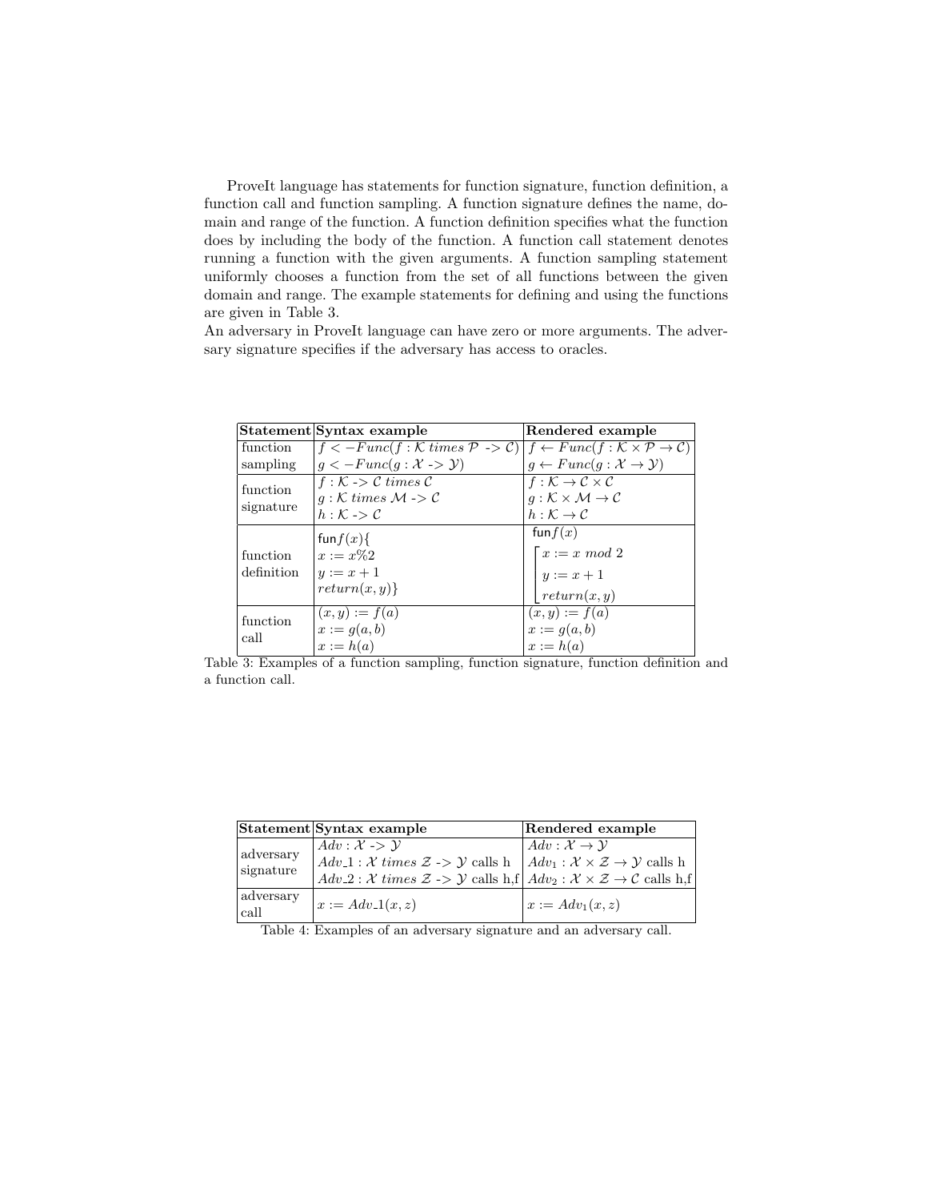ProveIt language has statements for function signature, function definition, a function call and function sampling. A function signature defines the name, domain and range of the function. A function definition specifies what the function does by including the body of the function. A function call statement denotes running a function with the given arguments. A function sampling statement uniformly chooses a function from the set of all functions between the given domain and range. The example statements for defining and using the functions are given in Table 3.

An adversary in ProveIt language can have zero or more arguments. The adversary signature specifies if the adversary has access to oracles.

| **Statement** | **Syntax example** | **Rendered example** |
|---|---|---|
| function sampling | $f <-Func(f : \mathcal{K}\ times\ \mathcal{P}$ -> $\mathcal{C})$<br>$g <-Func(g : \mathcal{X}$ -> $\mathcal{Y})$ | $f \leftarrow Func(f : \mathcal{K} \times \mathcal{P} \rightarrow \mathcal{C})$<br>$g \leftarrow Func(g : \mathcal{X} \rightarrow \mathcal{Y})$ |
| function signature | $f : \mathcal{K}$ -> $\mathcal{C}\ times\ \mathcal{C}$<br>$g : \mathcal{K}\ times\ \mathcal{M}$ -> $\mathcal{C}$<br>$h : \mathcal{K}$ -> $\mathcal{C}$ | $f : \mathcal{K} \rightarrow \mathcal{C} \times \mathcal{C}$<br>$g : \mathcal{K} \times \mathcal{M} \rightarrow \mathcal{C}$<br>$h : \mathcal{K} \rightarrow \mathcal{C}$ |
| function definition | fun $f(x)${<br>$x := x\%2$<br>$y := x + 1$<br>$return(x, y)$} | fun $f(x)$<br>$x := x\ mod\ 2$<br>$y := x + 1$<br>$return(x, y)$ |
| function call | $(x, y) := f(a)$<br>$x := g(a, b)$<br>$x := h(a)$ | $(x, y) := f(a)$<br>$x := g(a, b)$<br>$x := h(a)$ |

Table 3: Examples of a function sampling, function signature, function definition and a function call.

| **Statement** | **Syntax example** | **Rendered example** |
|---|---|---|
| adversary signature | $Adv : \mathcal{X}$ -> $\mathcal{Y}$<br>$Adv\_1 : \mathcal{X}\ times\ \mathcal{Z}$ -> $\mathcal{Y}$ calls h<br>$Adv\_2 : \mathcal{X}\ times\ \mathcal{Z}$ -> $\mathcal{Y}$ calls h,f | $Adv : \mathcal{X} \rightarrow \mathcal{Y}$<br>$Adv_1 : \mathcal{X} \times \mathcal{Z} \rightarrow \mathcal{Y}$ calls h<br>$Adv_2 : \mathcal{X} \times \mathcal{Z} \rightarrow \mathcal{C}$ calls h,f |
| adversary call | $x := Adv\_1(x, z)$ | $x := Adv_1(x, z)$ |

Table 4: Examples of an adversary signature and an adversary call.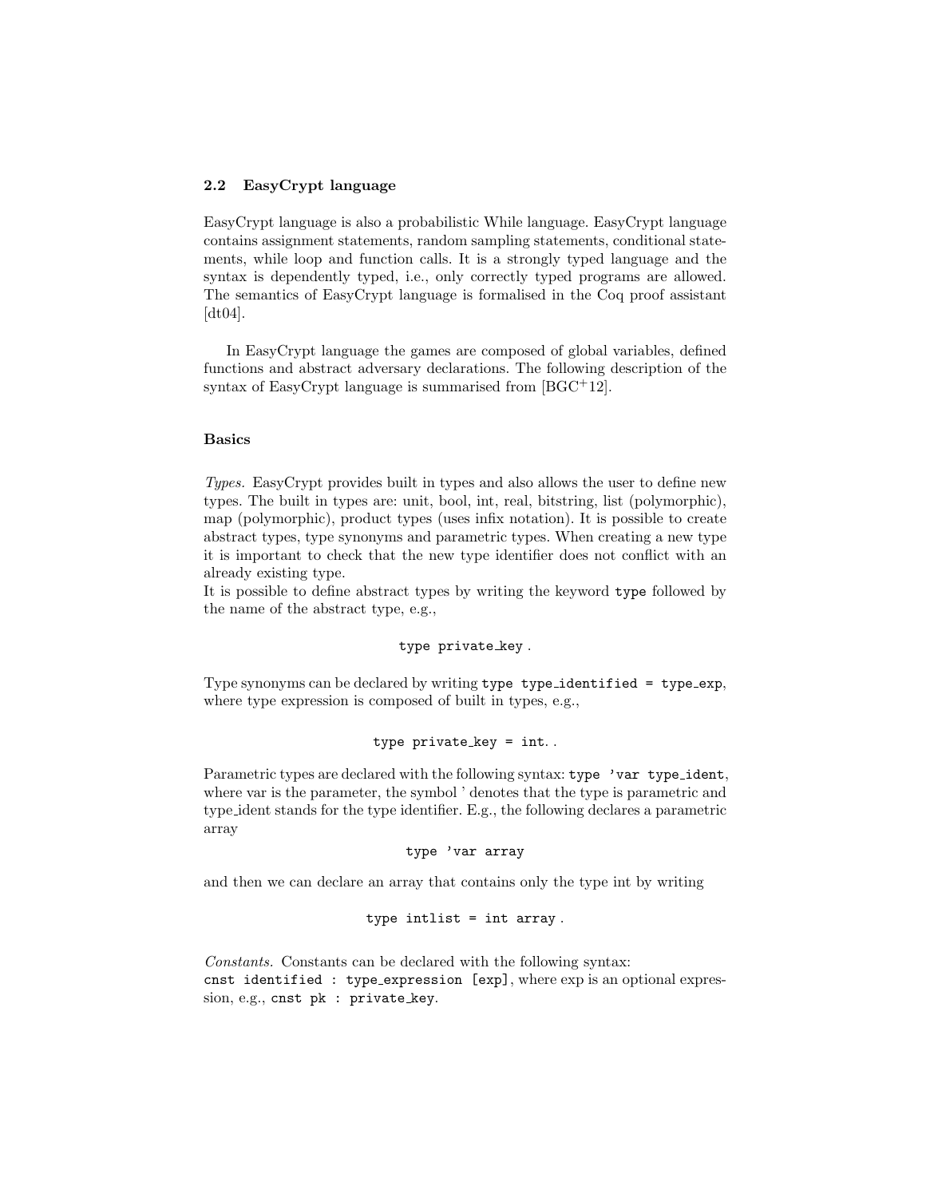### 2.2 EasyCrypt language

EasyCrypt language is also a probabilistic While language. EasyCrypt language contains assignment statements, random sampling statements, conditional statements, while loop and function calls. It is a strongly typed language and the syntax is dependently typed, i.e., only correctly typed programs are allowed. The semantics of EasyCrypt language is formalised in the Coq proof assistant [dt04].

In EasyCrypt language the games are composed of global variables, defined functions and abstract adversary declarations. The following description of the syntax of EasyCrypt language is summarised from [BGC+12].

#### Basics

*Types.* EasyCrypt provides built in types and also allows the user to define new types. The built in types are: unit, bool, int, real, bitstring, list (polymorphic), map (polymorphic), product types (uses infix notation). It is possible to create abstract types, type synonyms and parametric types. When creating a new type it is important to check that the new type identifier does not conflict with an already existing type.
It is possible to define abstract types by writing the keyword `type` followed by the name of the abstract type, e.g.,

```
type private_key .
```

Type synonyms can be declared by writing `type type_identified = type_exp`, where type expression is composed of built in types, e.g.,

```
type private_key = int. .
```

Parametric types are declared with the following syntax: `type 'var type_ident`, where var is the parameter, the symbol ' denotes that the type is parametric and type_ident stands for the type identifier. E.g., the following declares a parametric array

```
type 'var array
```

and then we can declare an array that contains only the type int by writing

```
type intlist = int array .
```

*Constants.* Constants can be declared with the following syntax:
`cnst identified : type_expression [exp]`, where exp is an optional expression, e.g., `cnst pk : private_key`.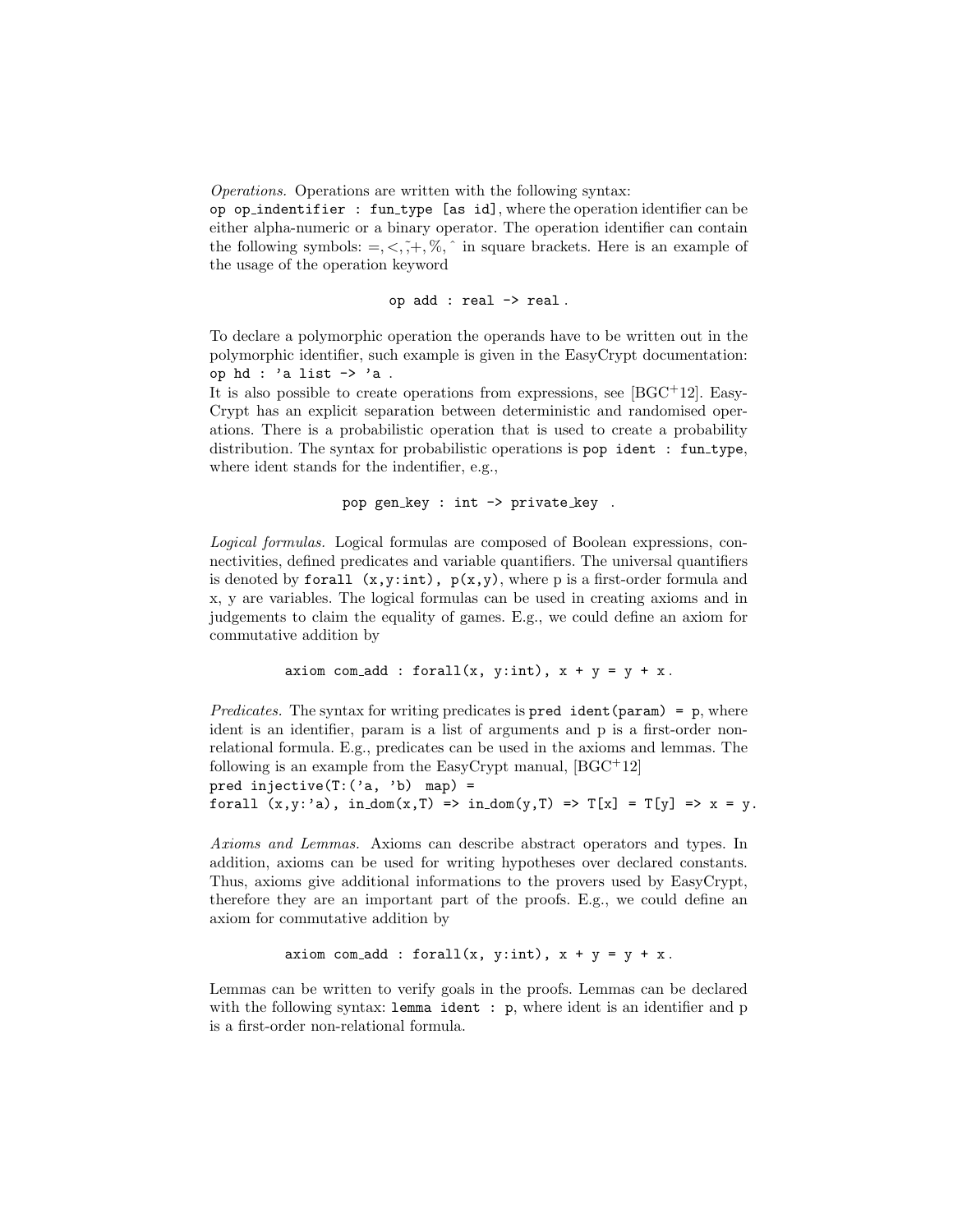*Operations.* Operations are written with the following syntax: `op op_indentifier : fun_type [as id]`, where the operation identifier can be either alpha-numeric or a binary operator. The operation identifier can contain the following symbols: $=, <, \tilde{;}, +, \%, \hat{}$ in square brackets. Here is an example of the usage of the operation keyword

```
op add : real -> real .
```

To declare a polymorphic operation the operands have to be written out in the polymorphic identifier, such example is given in the EasyCrypt documentation: `op hd : 'a list -> 'a .`

It is also possible to create operations from expressions, see [BGC+12]. EasyCrypt has an explicit separation between deterministic and randomised operations. There is a probabilistic operation that is used to create a probability distribution. The syntax for probabilistic operations is `pop ident : fun_type`, where ident stands for the indentifier, e.g.,

```
pop gen_key : int -> private_key .
```

*Logical formulas.* Logical formulas are composed of Boolean expressions, connectivities, defined predicates and variable quantifiers. The universal quantifiers is denoted by `forall (x,y:int), p(x,y)`, where p is a first-order formula and x, y are variables. The logical formulas can be used in creating axioms and in judgements to claim the equality of games. E.g., we could define an axiom for commutative addition by

```
axiom com_add : forall(x, y:int), x + y = y + x .
```

*Predicates.* The syntax for writing predicates is `pred ident(param) = p`, where ident is an identifier, param is a list of arguments and p is a first-order non-relational formula. E.g., predicates can be used in the axioms and lemmas. The following is an example from the EasyCrypt manual, [BGC+12]

```
pred injective(T:('a, 'b) map) =
forall (x,y:'a), in_dom(x,T) => in_dom(y,T) => T[x] = T[y] => x = y.
```

*Axioms and Lemmas.* Axioms can describe abstract operators and types. In addition, axioms can be used for writing hypotheses over declared constants. Thus, axioms give additional informations to the provers used by EasyCrypt, therefore they are an important part of the proofs. E.g., we could define an axiom for commutative addition by

```
axiom com_add : forall(x, y:int), x + y = y + x .
```

Lemmas can be written to verify goals in the proofs. Lemmas can be declared with the following syntax: `lemma ident : p`, where ident is an identifier and p is a first-order non-relational formula.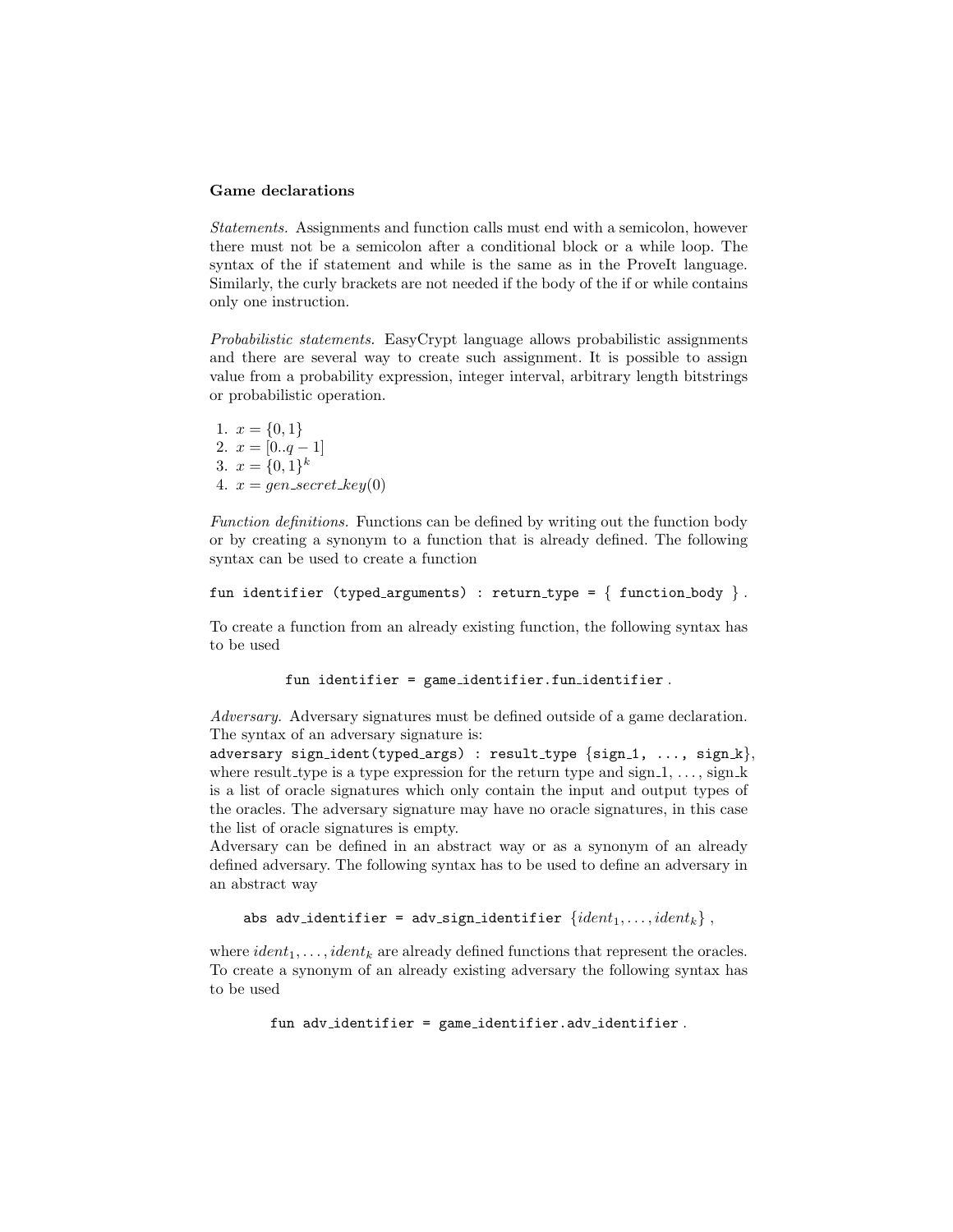**Game declarations**

*Statements.* Assignments and function calls must end with a semicolon, however there must not be a semicolon after a conditional block or a while loop. The syntax of the if statement and while is the same as in the ProveIt language. Similarly, the curly brackets are not needed if the body of the if or while contains only one instruction.

*Probabilistic statements.* EasyCrypt language allows probabilistic assignments and there are several way to create such assignment. It is possible to assign value from a probability expression, integer interval, arbitrary length bitstrings or probabilistic operation.

1. $x = \{0, 1\}$
2. $x = [0..q - 1]$
3. $x = \{0, 1\}^k$
4. $x = gen\_secret\_key(0)$

*Function definitions.* Functions can be defined by writing out the function body or by creating a synonym to a function that is already defined. The following syntax can be used to create a function

```
fun identifier (typed_arguments) : return_type = { function_body } .
```

To create a function from an already existing function, the following syntax has to be used

```
fun identifier = game_identifier.fun_identifier .
```

*Adversary.* Adversary signatures must be defined outside of a game declaration. The syntax of an adversary signature is:
`adversary sign_ident(typed_args) : result_type {sign_1, ..., sign_k}`, where result_type is a type expression for the return type and sign_1, ..., sign_k is a list of oracle signatures which only contain the input and output types of the oracles. The adversary signature may have no oracle signatures, in this case the list of oracle signatures is empty.
Adversary can be defined in an abstract way or as a synonym of an already defined adversary. The following syntax has to be used to define an adversary in an abstract way

```
abs adv_identifier = adv_sign_identifier {ident_1, ..., ident_k} ,
```

where $ident_1, \ldots, ident_k$ are already defined functions that represent the oracles. To create a synonym of an already existing adversary the following syntax has to be used

```
fun adv_identifier = game_identifier.adv_identifier .
```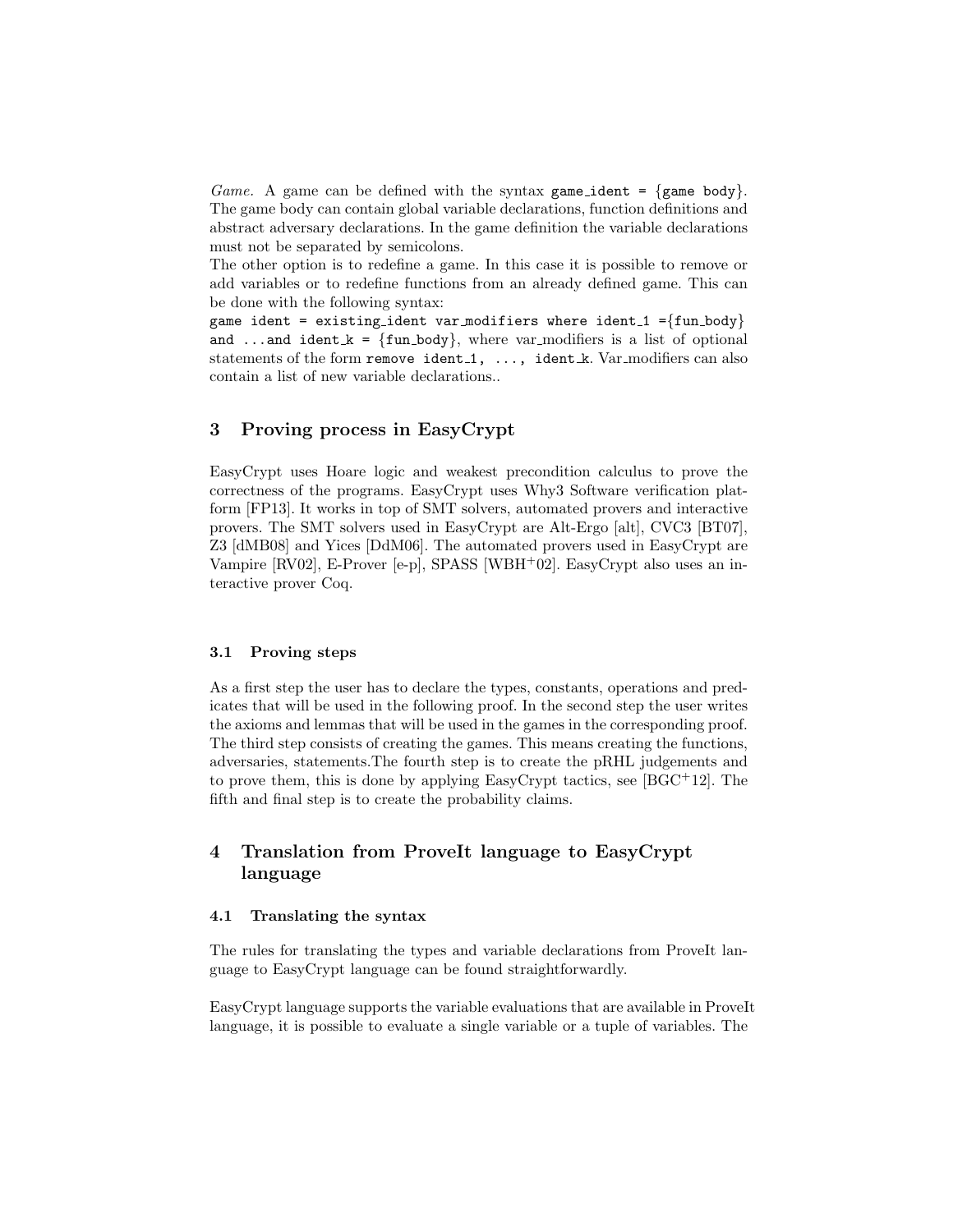*Game.* A game can be defined with the syntax `game_ident = {game body}`. The game body can contain global variable declarations, function definitions and abstract adversary declarations. In the game definition the variable declarations must not be separated by semicolons.

The other option is to redefine a game. In this case it is possible to remove or add variables or to redefine functions from an already defined game. This can be done with the following syntax:

`game ident = existing_ident var_modifiers where ident_1 ={fun_body} and ...and ident_k = {fun_body}`, where var_modifiers is a list of optional statements of the form `remove ident_1, ..., ident_k`. Var_modifiers can also contain a list of new variable declarations..

## 3 Proving process in EasyCrypt

EasyCrypt uses Hoare logic and weakest precondition calculus to prove the correctness of the programs. EasyCrypt uses Why3 Software verification platform [FP13]. It works in top of SMT solvers, automated provers and interactive provers. The SMT solvers used in EasyCrypt are Alt-Ergo [alt], CVC3 [BT07], Z3 [dMB08] and Yices [DdM06]. The automated provers used in EasyCrypt are Vampire [RV02], E-Prover [e-p], SPASS [WBH+02]. EasyCrypt also uses an interactive prover Coq.

### 3.1 Proving steps

As a first step the user has to declare the types, constants, operations and predicates that will be used in the following proof. In the second step the user writes the axioms and lemmas that will be used in the games in the corresponding proof. The third step consists of creating the games. This means creating the functions, adversaries, statements.The fourth step is to create the pRHL judgements and to prove them, this is done by applying EasyCrypt tactics, see [BGC+12]. The fifth and final step is to create the probability claims.

## 4 Translation from ProveIt language to EasyCrypt language

### 4.1 Translating the syntax

The rules for translating the types and variable declarations from ProveIt language to EasyCrypt language can be found straightforwardly.

EasyCrypt language supports the variable evaluations that are available in ProveIt language, it is possible to evaluate a single variable or a tuple of variables. The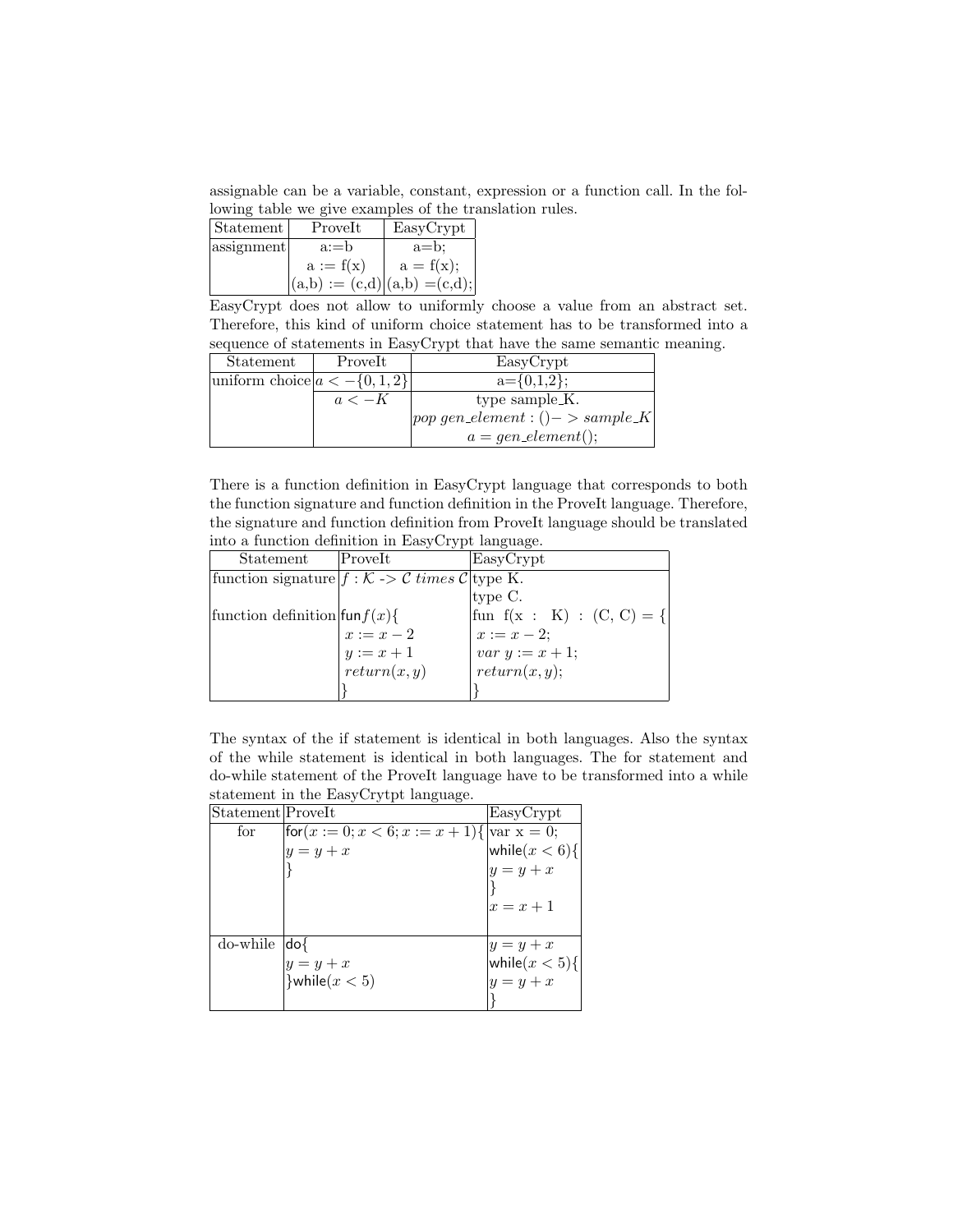assignable can be a variable, constant, expression or a function call. In the following table we give examples of the translation rules.

| Statement | ProveIt | EasyCrypt |
|---|---|---|
| assignment | a:=b | a=b; |
| | a := f(x) | a = f(x); |
| | (a,b) := (c,d) | (a,b) =(c,d); |

EasyCrypt does not allow to uniformly choose a value from an abstract set. Therefore, this kind of uniform choice statement has to be transformed into a sequence of statements in EasyCrypt that have the same semantic meaning.

| Statement | ProveIt | EasyCrypt |
|---|---|---|
| uniform choice | $a <-\{0,1,2\}$ | a={0,1,2}; |
| | $a <-K$ | type sample_K. |
| | | $pop\ gen\_element : () -> sample\_K$ |
| | | $a = gen\_element();$ |

There is a function definition in EasyCrypt language that corresponds to both the function signature and function definition in the ProveIt language. Therefore, the signature and function definition from ProveIt language should be translated into a function definition in EasyCrypt language.

| Statement | ProveIt | EasyCrypt |
|---|---|---|
| function signature | $f : \mathcal{K}$ -> $\mathcal{C}$ *times* $\mathcal{C}$ | type K. |
| | | type C. |
| function definition | fun $f(x)\{$ | fun f(x : K) : (C, C) = { |
| | $x := x - 2$ | $x := x - 2;$ |
| | $y := x + 1$ | $var\ y := x + 1;$ |
| | $return(x, y)$ | $return(x, y);$ |
| | } | } |

The syntax of the if statement is identical in both languages. Also the syntax of the while statement is identical in both languages. The for statement and do-while statement of the ProveIt language have to be transformed into a while statement in the EasyCrytpt language.

| Statement | ProveIt | EasyCrypt |
|---|---|---|
| for | for$(x := 0; x < 6; x := x + 1)\{$ | var x = 0; |
| | $y = y + x$ | while$(x < 6)\{$ |
| | } | $y = y + x$ |
| | | } |
| | | $x = x + 1$ |
| do-while | do{ | $y = y + x$ |
| | $y = y + x$ | while$(x < 5)\{$ |
| | }while$(x < 5)$ | $y = y + x$ |
| | | } |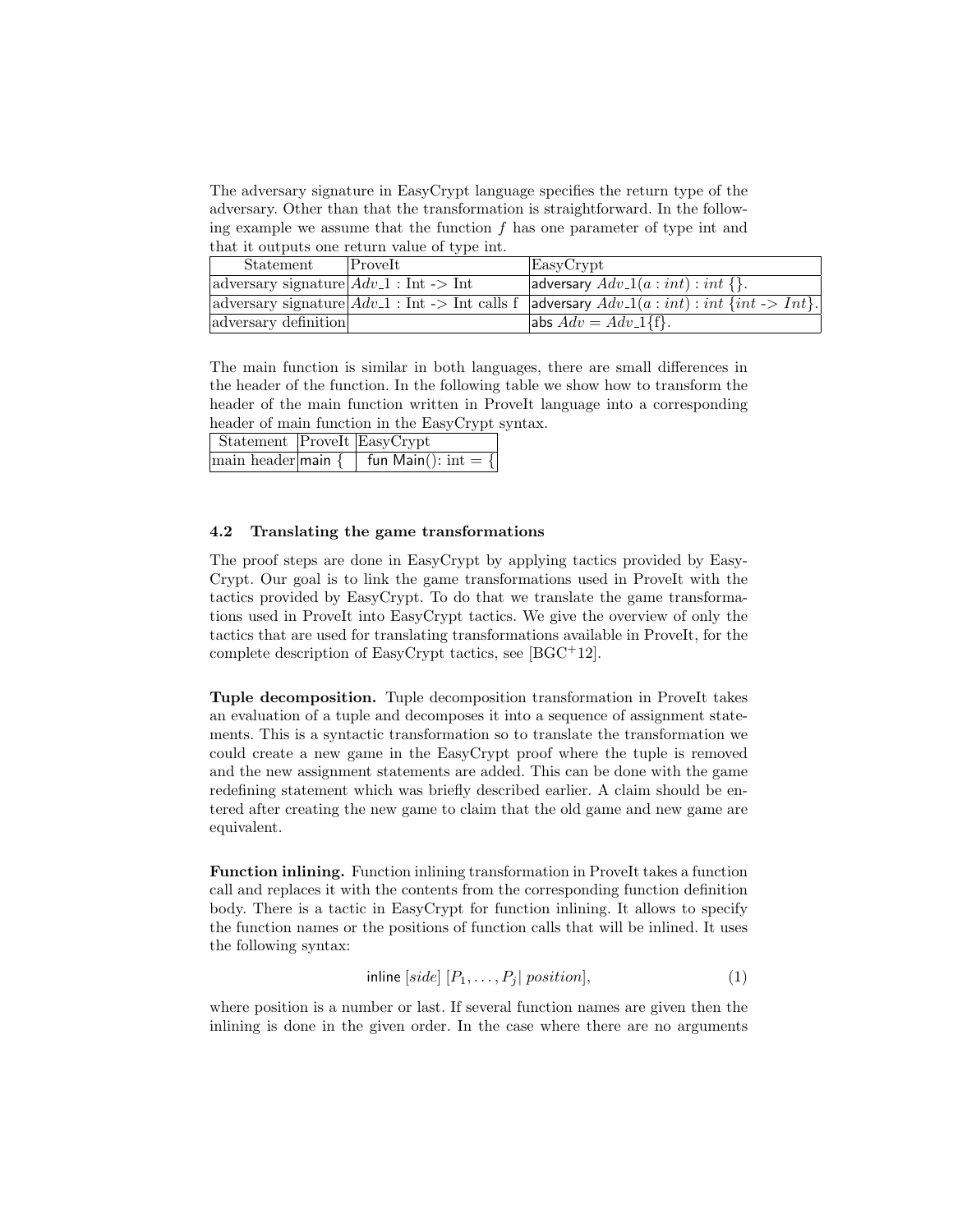The adversary signature in EasyCrypt language specifies the return type of the adversary. Other than that the transformation is straightforward. In the following example we assume that the function $f$ has one parameter of type int and that it outputs one return value of type int.

| Statement | ProveIt | EasyCrypt |
|---|---|---|
| adversary signature | $Adv\_1$ : Int -> Int | adversary $Adv\_1(a : int) : int$ {}. |
| adversary signature | $Adv\_1$ : Int -> Int calls f | adversary $Adv\_1(a : int) : int$ {$int$ -> $Int$}. |
| adversary definition | | abs $Adv = Adv\_1${f}. |

The main function is similar in both languages, there are small differences in the header of the function. In the following table we show how to transform the header of the main function written in ProveIt language into a corresponding header of main function in the EasyCrypt syntax.

| Statement | ProveIt | EasyCrypt |
|---|---|---|
| main header | main { | fun Main(): int = { |

### 4.2 Translating the game transformations

The proof steps are done in EasyCrypt by applying tactics provided by EasyCrypt. Our goal is to link the game transformations used in ProveIt with the tactics provided by EasyCrypt. To do that we translate the game transformations used in ProveIt into EasyCrypt tactics. We give the overview of only the tactics that are used for translating transformations available in ProveIt, for the complete description of EasyCrypt tactics, see [BGC+12].

**Tuple decomposition.** Tuple decomposition transformation in ProveIt takes an evaluation of a tuple and decomposes it into a sequence of assignment statements. This is a syntactic transformation so to translate the transformation we could create a new game in the EasyCrypt proof where the tuple is removed and the new assignment statements are added. This can be done with the game redefining statement which was briefly described earlier. A claim should be entered after creating the new game to claim that the old game and new game are equivalent.

**Function inlining.** Function inlining transformation in ProveIt takes a function call and replaces it with the contents from the corresponding function definition body. There is a tactic in EasyCrypt for function inlining. It allows to specify the function names or the positions of function calls that will be inlined. It uses the following syntax:

$$\text{inline } [side] \ [P_1, \ldots, P_j | \ position], \tag{1}$$

where position is a number or last. If several function names are given then the inlining is done in the given order. In the case where there are no arguments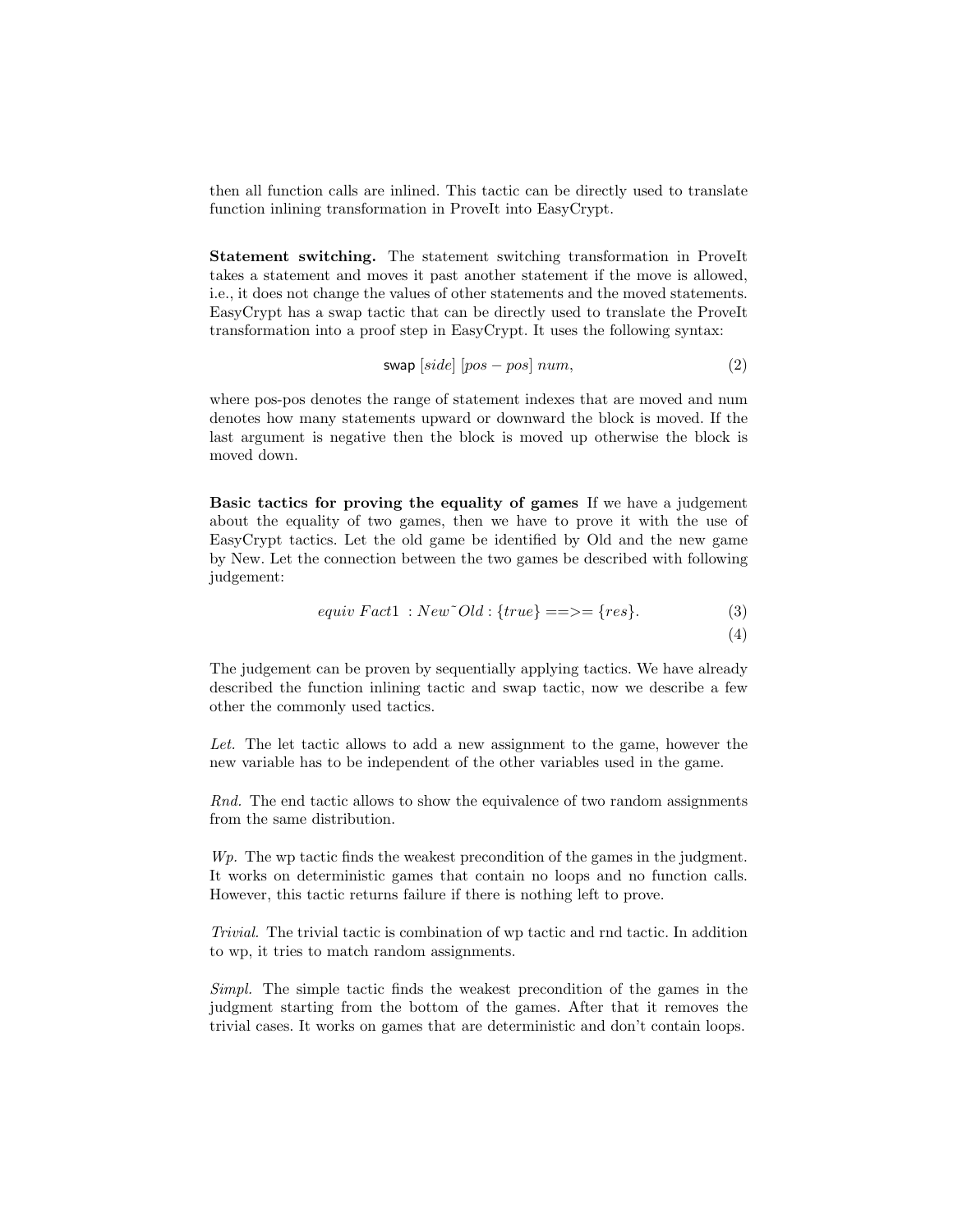then all function calls are inlined. This tactic can be directly used to translate function inlining transformation in ProveIt into EasyCrypt.

**Statement switching.** The statement switching transformation in ProveIt takes a statement and moves it past another statement if the move is allowed, i.e., it does not change the values of other statements and the moved statements. EasyCrypt has a swap tactic that can be directly used to translate the ProveIt transformation into a proof step in EasyCrypt. It uses the following syntax:

$$\mathsf{swap}\ [side]\ [pos - pos]\ num, \tag{2}$$

where pos-pos denotes the range of statement indexes that are moved and num denotes how many statements upward or downward the block is moved. If the last argument is negative then the block is moved up otherwise the block is moved down.

**Basic tactics for proving the equality of games** If we have a judgement about the equality of two games, then we have to prove it with the use of EasyCrypt tactics. Let the old game be identified by Old and the new game by New. Let the connection between the two games be described with following judgement:

$$equiv\ Fact1\ : New\tilde{\ }Old : \{true\} ==>= \{res\}. \tag{3}$$
$$\tag{4}$$

The judgement can be proven by sequentially applying tactics. We have already described the function inlining tactic and swap tactic, now we describe a few other the commonly used tactics.

*Let.* The let tactic allows to add a new assignment to the game, however the new variable has to be independent of the other variables used in the game.

*Rnd.* The end tactic allows to show the equivalence of two random assignments from the same distribution.

*Wp.* The wp tactic finds the weakest precondition of the games in the judgment. It works on deterministic games that contain no loops and no function calls. However, this tactic returns failure if there is nothing left to prove.

*Trivial.* The trivial tactic is combination of wp tactic and rnd tactic. In addition to wp, it tries to match random assignments.

*Simpl.* The simple tactic finds the weakest precondition of the games in the judgment starting from the bottom of the games. After that it removes the trivial cases. It works on games that are deterministic and don't contain loops.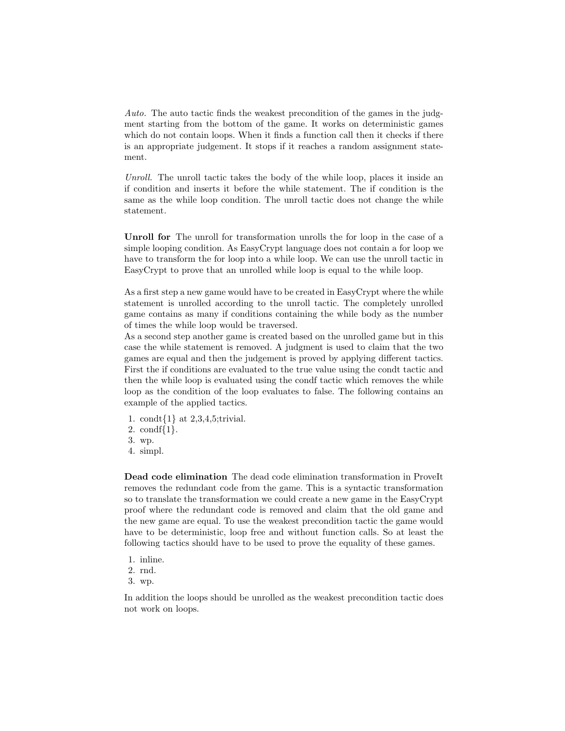*Auto.* The auto tactic finds the weakest precondition of the games in the judgment starting from the bottom of the game. It works on deterministic games which do not contain loops. When it finds a function call then it checks if there is an appropriate judgement. It stops if it reaches a random assignment statement.

*Unroll.* The unroll tactic takes the body of the while loop, places it inside an if condition and inserts it before the while statement. The if condition is the same as the while loop condition. The unroll tactic does not change the while statement.

**Unroll for** The unroll for transformation unrolls the for loop in the case of a simple looping condition. As EasyCrypt language does not contain a for loop we have to transform the for loop into a while loop. We can use the unroll tactic in EasyCrypt to prove that an unrolled while loop is equal to the while loop.

As a first step a new game would have to be created in EasyCrypt where the while statement is unrolled according to the unroll tactic. The completely unrolled game contains as many if conditions containing the while body as the number of times the while loop would be traversed.
As a second step another game is created based on the unrolled game but in this case the while statement is removed. A judgment is used to claim that the two games are equal and then the judgement is proved by applying different tactics. First the if conditions are evaluated to the true value using the condt tactic and then the while loop is evaluated using the condf tactic which removes the while loop as the condition of the loop evaluates to false. The following contains an example of the applied tactics.

1. condt{1} at 2,3,4,5;trivial.
2. condf{1}.
3. wp.
4. simpl.

**Dead code elimination** The dead code elimination transformation in ProveIt removes the redundant code from the game. This is a syntactic transformation so to translate the transformation we could create a new game in the EasyCrypt proof where the redundant code is removed and claim that the old game and the new game are equal. To use the weakest precondition tactic the game would have to be deterministic, loop free and without function calls. So at least the following tactics should have to be used to prove the equality of these games.

1. inline.
2. rnd.
3. wp.

In addition the loops should be unrolled as the weakest precondition tactic does not work on loops.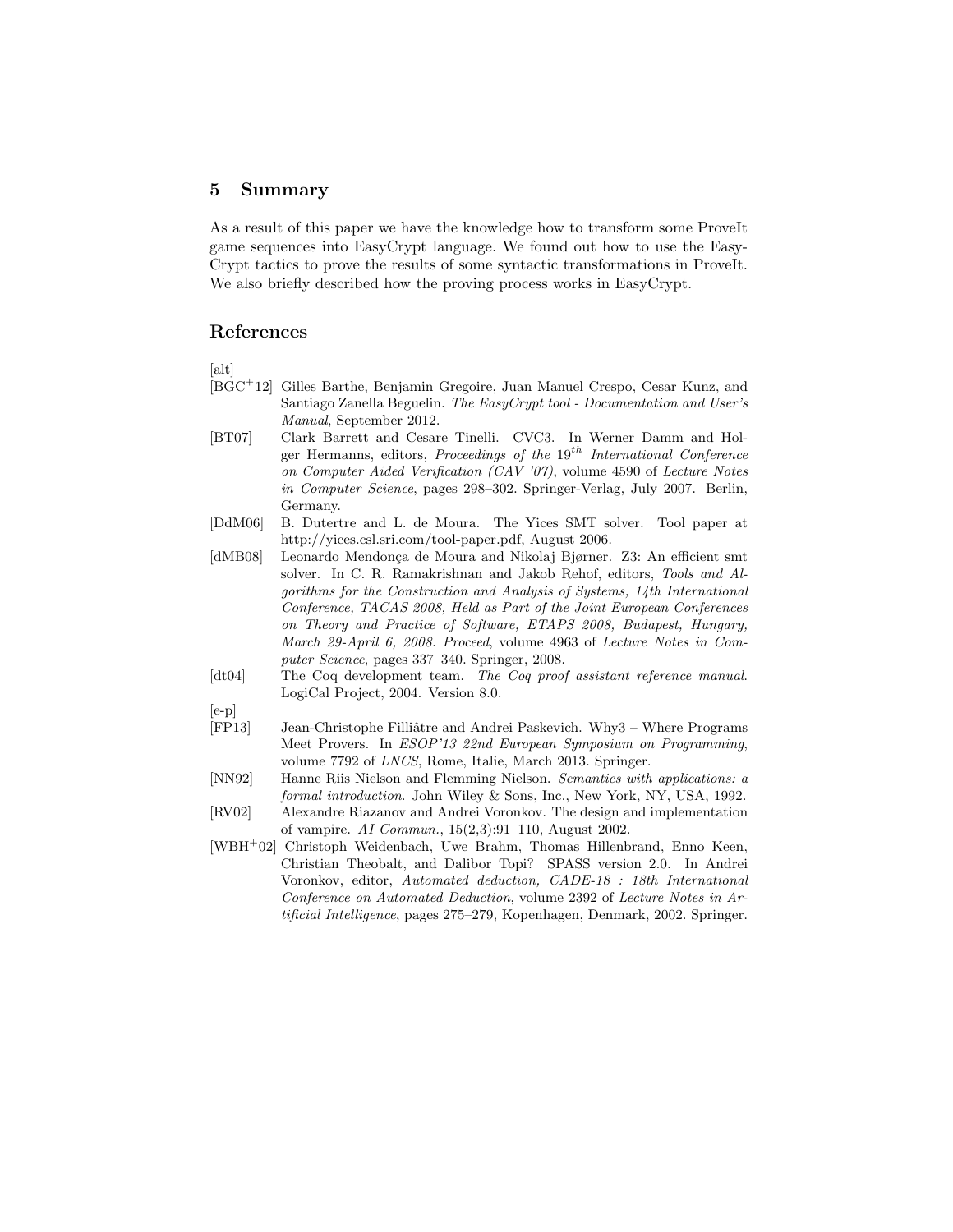## 5 Summary

As a result of this paper we have the knowledge how to transform some ProveIt game sequences into EasyCrypt language. We found out how to use the EasyCrypt tactics to prove the results of some syntactic transformations in ProveIt. We also briefly described how the proving process works in EasyCrypt.

## References

[alt]

[BGC+12] Gilles Barthe, Benjamin Gregoire, Juan Manuel Crespo, Cesar Kunz, and Santiago Zanella Beguelin. *The EasyCrypt tool - Documentation and User's Manual*, September 2012.

[BT07] Clark Barrett and Cesare Tinelli. CVC3. In Werner Damm and Holger Hermanns, editors, *Proceedings of the $19^{th}$ International Conference on Computer Aided Verification (CAV '07)*, volume 4590 of *Lecture Notes in Computer Science*, pages 298–302. Springer-Verlag, July 2007. Berlin, Germany.

[DdM06] B. Dutertre and L. de Moura. The Yices SMT solver. Tool paper at http://yices.csl.sri.com/tool-paper.pdf, August 2006.

[dMB08] Leonardo Mendonça de Moura and Nikolaj Bjørner. Z3: An efficient smt solver. In C. R. Ramakrishnan and Jakob Rehof, editors, *Tools and Algorithms for the Construction and Analysis of Systems, 14th International Conference, TACAS 2008, Held as Part of the Joint European Conferences on Theory and Practice of Software, ETAPS 2008, Budapest, Hungary, March 29-April 6, 2008. Proceed*, volume 4963 of *Lecture Notes in Computer Science*, pages 337–340. Springer, 2008.

[dt04] The Coq development team. *The Coq proof assistant reference manual*. LogiCal Project, 2004. Version 8.0.

[e-p]

[FP13] Jean-Christophe Filliâtre and Andrei Paskevich. Why3 – Where Programs Meet Provers. In *ESOP'13 22nd European Symposium on Programming*, volume 7792 of *LNCS*, Rome, Italie, March 2013. Springer.

[NN92] Hanne Riis Nielson and Flemming Nielson. *Semantics with applications: a formal introduction*. John Wiley & Sons, Inc., New York, NY, USA, 1992.

[RV02] Alexandre Riazanov and Andrei Voronkov. The design and implementation of vampire. *AI Commun.*, 15(2,3):91–110, August 2002.

[WBH+02] Christoph Weidenbach, Uwe Brahm, Thomas Hillenbrand, Enno Keen, Christian Theobalt, and Dalibor Topi? SPASS version 2.0. In Andrei Voronkov, editor, *Automated deduction, CADE-18 : 18th International Conference on Automated Deduction*, volume 2392 of *Lecture Notes in Artificial Intelligence*, pages 275–279, Kopenhagen, Denmark, 2002. Springer.